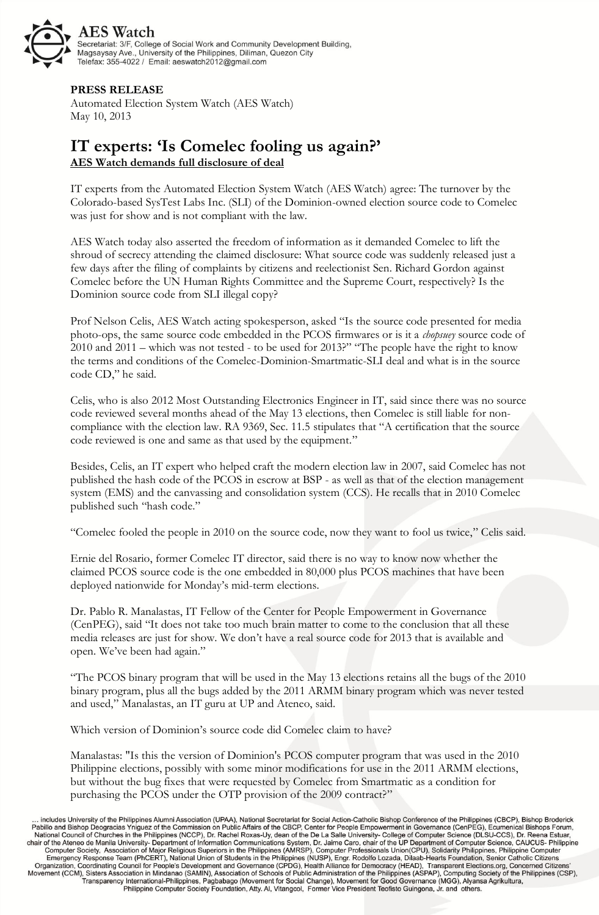**AES Watch**
Secretariat: 3/F, College of Social Work and Community Development Building, Magsaysay Ave., University of the Philippines, Diliman, Quezon City
Telefax: 355-4022 / Email: aeswatch2012@gmail.com

**PRESS RELEASE**
Automated Election System Watch (AES Watch)
May 10, 2013

# IT experts: 'Is Comelec fooling us again?'

**AES Watch demands full disclosure of deal**

IT experts from the Automated Election System Watch (AES Watch) agree: The turnover by the Colorado-based SysTest Labs Inc. (SLI) of the Dominion-owned election source code to Comelec was just for show and is not compliant with the law.

AES Watch today also asserted the freedom of information as it demanded Comelec to lift the shroud of secrecy attending the claimed disclosure: What source code was suddenly released just a few days after the filing of complaints by citizens and reelectionist Sen. Richard Gordon against Comelec before the UN Human Rights Committee and the Supreme Court, respectively? Is the Dominion source code from SLI illegal copy?

Prof Nelson Celis, AES Watch acting spokesperson, asked "Is the source code presented for media photo-ops, the same source code embedded in the PCOS firmwares or is it a *chopsuey* source code of 2010 and 2011 – which was not tested - to be used for 2013?" "The people have the right to know the terms and conditions of the Comelec-Dominion-Smartmatic-SLI deal and what is in the source code CD," he said.

Celis, who is also 2012 Most Outstanding Electronics Engineer in IT, said since there was no source code reviewed several months ahead of the May 13 elections, then Comelec is still liable for non-compliance with the election law. RA 9369, Sec. 11.5 stipulates that "A certification that the source code reviewed is one and same as that used by the equipment."

Besides, Celis, an IT expert who helped craft the modern election law in 2007, said Comelec has not published the hash code of the PCOS in escrow at BSP - as well as that of the election management system (EMS) and the canvassing and consolidation system (CCS). He recalls that in 2010 Comelec published such "hash code."

"Comelec fooled the people in 2010 on the source code, now they want to fool us twice," Celis said.

Ernie del Rosario, former Comelec IT director, said there is no way to know now whether the claimed PCOS source code is the one embedded in 80,000 plus PCOS machines that have been deployed nationwide for Monday's mid-term elections.

Dr. Pablo R. Manalastas, IT Fellow of the Center for People Empowerment in Governance (CenPEG), said "It does not take too much brain matter to come to the conclusion that all these media releases are just for show. We don't have a real source code for 2013 that is available and open. We've been had again."

"The PCOS binary program that will be used in the May 13 elections retains all the bugs of the 2010 binary program, plus all the bugs added by the 2011 ARMM binary program which was never tested and used," Manalastas, an IT guru at UP and Ateneo, said.

Which version of Dominion's source code did Comelec claim to have?

Manalastas: "Is this the version of Dominion's PCOS computer program that was used in the 2010 Philippine elections, possibly with some minor modifications for use in the 2011 ARMM elections, but without the bug fixes that were requested by Comelec from Smartmatic as a condition for purchasing the PCOS under the OTP provision of the 2009 contract?"

... includes University of the Philippines Alumni Association (UPAA), National Secretariat for Social Action-Catholic Bishop Conference of the Philippines (CBCP), Bishop Broderick Pabillo and Bishop Deogracias Yniguez of the Commission on Public Affairs of the CBCP, Center for People Empowerment in Governance (CenPEG), Ecumenical Bishops Forum, National Council of Churches in the Philippines (NCCP), Dr. Rachel Roxas-Uy, dean of the De La Salle University- College of Computer Science (DLSU-CCS), Dr. Reena Estuar, chair of the Ateneo de Manila University- Department of Information Communications System, Dr. Jaime Caro, chair of the UP Department of Computer Science, CAUCUS- Philippine Computer Society, Association of Major Religious Superiors in the Philippines (AMRSP), Computer Professionals Union(CPU), Solidarity Philippines, Philippine Computer Emergency Response Team (PhCERT), National Union of Students in the Philippines (NUSP), Engr. Rodolfo Lozada, Dilaab-Hearts Foundation, Senior Catholic Citizens Organization, Coordinating Council for People's Development and Governance (CPDG), Health Alliance for Democracy (HEAD), Transparent Elections.org, Concerned Citizens' Movement (CCM), Sisters Association in Mindanao (SAMIN), Association of Schools of Public Administration of the Philippines (ASPAP), Computing Society of the Philippines (CSP), Transparency International-Philippines, Pagbabago (Movement for Social Change), Movement for Good Governance (MGG), Alyansa Agrikultura, Philippine Computer Society Foundation, Atty. Al, Vitangcol, Former Vice President Teofisto Guingona, Jr. and others.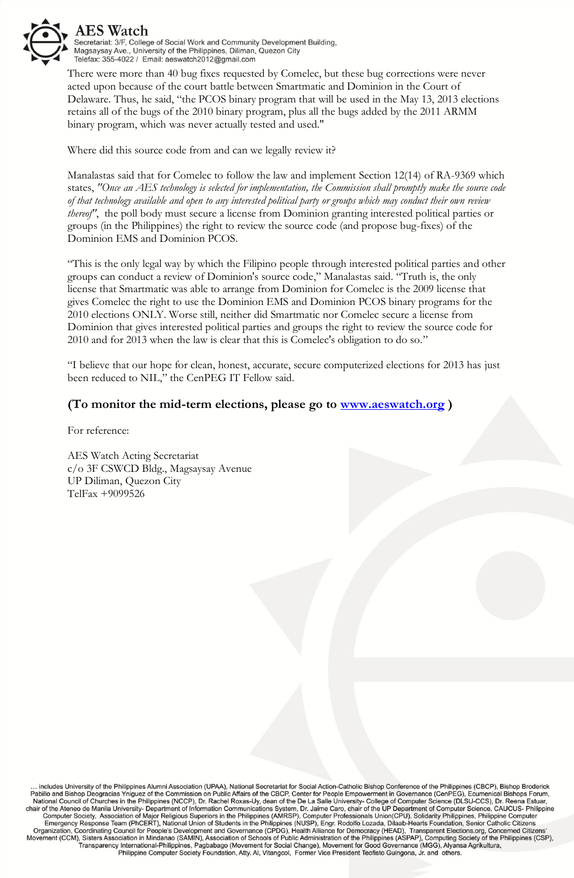There were more than 40 bug fixes requested by Comelec, but these bug corrections were never acted upon because of the court battle between Smartmatic and Dominion in the Court of Delaware. Thus, he said, "the PCOS binary program that will be used in the May 13, 2013 elections retains all of the bugs of the 2010 binary program, plus all the bugs added by the 2011 ARMM binary program, which was never actually tested and used."

Where did this source code from and can we legally review it?

Manalastas said that for Comelec to follow the law and implement Section 12(14) of RA-9369 which states, *"Once an AES technology is selected for implementation, the Commission shall promptly make the source code of that technology available and open to any interested political party or groups which may conduct their own review thereof"*, the poll body must secure a license from Dominion granting interested political parties or groups (in the Philippines) the right to review the source code (and propose bug-fixes) of the Dominion EMS and Dominion PCOS.

"This is the only legal way by which the Filipino people through interested political parties and other groups can conduct a review of Dominion's source code," Manalastas said. "Truth is, the only license that Smartmatic was able to arrange from Dominion for Comelec is the 2009 license that gives Comelec the right to use the Dominion EMS and Dominion PCOS binary programs for the 2010 elections ONLY. Worse still, neither did Smartmatic nor Comelec secure a license from Dominion that gives interested political parties and groups the right to review the source code for 2010 and for 2013 when the law is clear that this is Comelec's obligation to do so."

"I believe that our hope for clean, honest, accurate, secure computerized elections for 2013 has just been reduced to NIL," the CenPEG IT Fellow said.

### (To monitor the mid-term elections, please go to [www.aeswatch.org](http://www.aeswatch.org) )

For reference:

AES Watch Acting Secretariat
c/o 3F CSWCD Bldg., Magsaysay Avenue
UP Diliman, Quezon City
TelFax +9099526